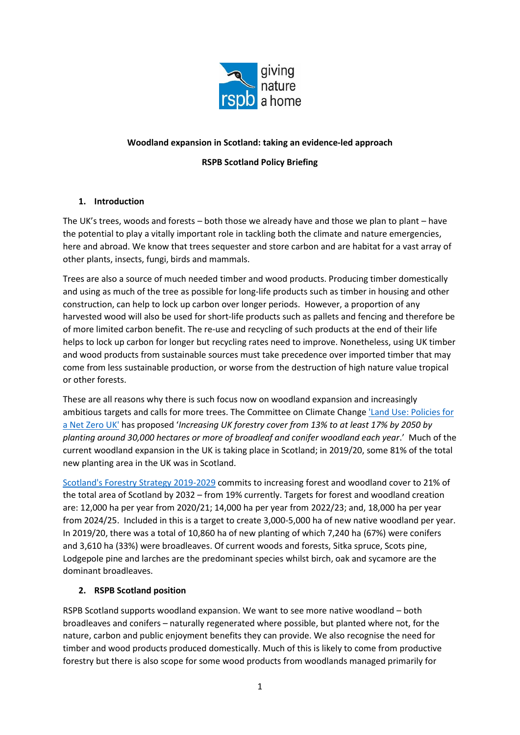**Woodland expansion in Scotland: taking an evidence-led approach**

**RSPB Scotland Policy Briefing**

## 1. Introduction

The UK's trees, woods and forests – both those we already have and those we plan to plant – have the potential to play a vitally important role in tackling both the climate and nature emergencies, here and abroad. We know that trees sequester and store carbon and are habitat for a vast array of other plants, insects, fungi, birds and mammals.

Trees are also a source of much needed timber and wood products. Producing timber domestically and using as much of the tree as possible for long-life products such as timber in housing and other construction, can help to lock up carbon over longer periods. However, a proportion of any harvested wood will also be used for short-life products such as pallets and fencing and therefore be of more limited carbon benefit. The re-use and recycling of such products at the end of their life helps to lock up carbon for longer but recycling rates need to improve. Nonetheless, using UK timber and wood products from sustainable sources must take precedence over imported timber that may come from less sustainable production, or worse from the destruction of high nature value tropical or other forests.

These are all reasons why there is such focus now on woodland expansion and increasingly ambitious targets and calls for more trees. The Committee on Climate Change 'Land Use: Policies for a Net Zero UK' has proposed '*Increasing UK forestry cover from 13% to at least 17% by 2050 by planting around 30,000 hectares or more of broadleaf and conifer woodland each year*.' Much of the current woodland expansion in the UK is taking place in Scotland; in 2019/20, some 81% of the total new planting area in the UK was in Scotland.

Scotland's Forestry Strategy 2019-2029 commits to increasing forest and woodland cover to 21% of the total area of Scotland by 2032 – from 19% currently. Targets for forest and woodland creation are: 12,000 ha per year from 2020/21; 14,000 ha per year from 2022/23; and, 18,000 ha per year from 2024/25. Included in this is a target to create 3,000-5,000 ha of new native woodland per year. In 2019/20, there was a total of 10,860 ha of new planting of which 7,240 ha (67%) were conifers and 3,610 ha (33%) were broadleaves. Of current woods and forests, Sitka spruce, Scots pine, Lodgepole pine and larches are the predominant species whilst birch, oak and sycamore are the dominant broadleaves.

## 2. RSPB Scotland position

RSPB Scotland supports woodland expansion. We want to see more native woodland – both broadleaves and conifers – naturally regenerated where possible, but planted where not, for the nature, carbon and public enjoyment benefits they can provide. We also recognise the need for timber and wood products produced domestically. Much of this is likely to come from productive forestry but there is also scope for some wood products from woodlands managed primarily for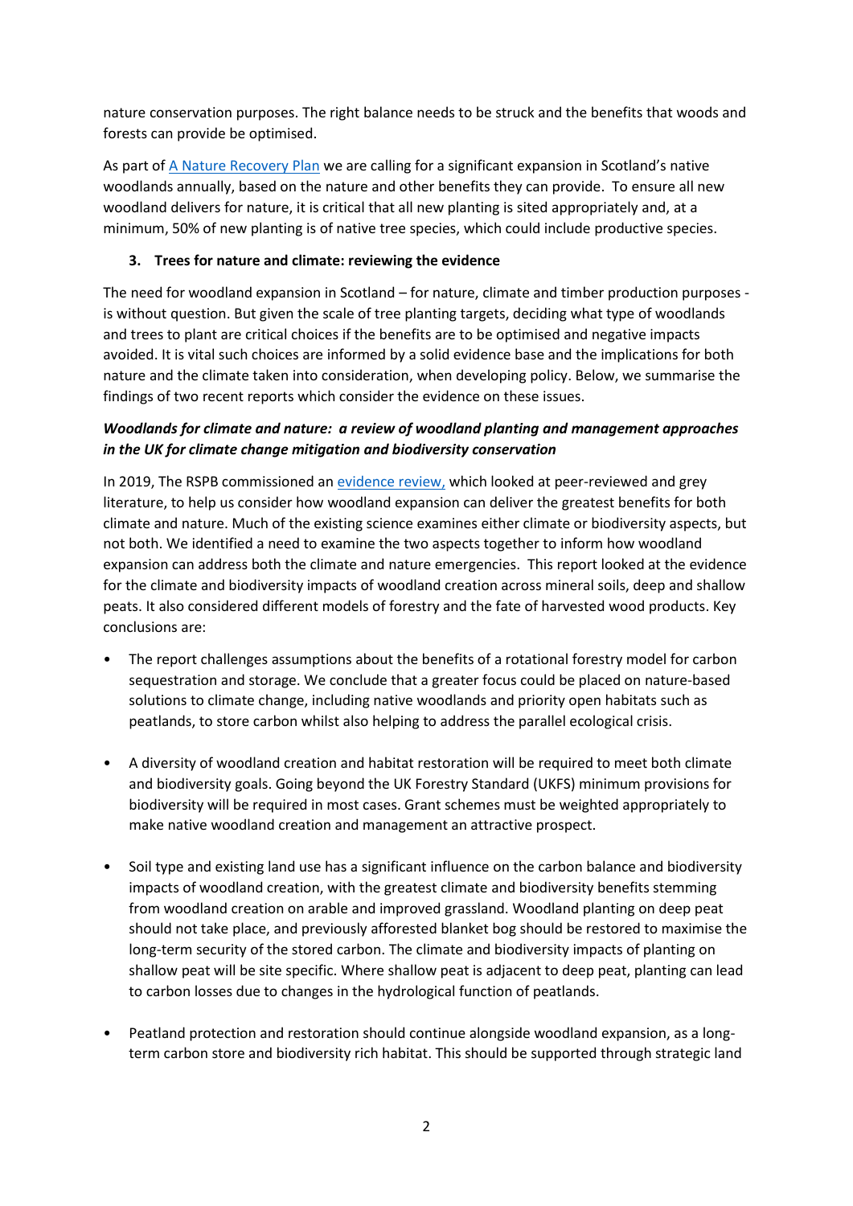nature conservation purposes. The right balance needs to be struck and the benefits that woods and forests can provide be optimised.

As part of A Nature Recovery Plan we are calling for a significant expansion in Scotland's native woodlands annually, based on the nature and other benefits they can provide. To ensure all new woodland delivers for nature, it is critical that all new planting is sited appropriately and, at a minimum, 50% of new planting is of native tree species, which could include productive species.

## 3. Trees for nature and climate: reviewing the evidence

The need for woodland expansion in Scotland – for nature, climate and timber production purposes - is without question. But given the scale of tree planting targets, deciding what type of woodlands and trees to plant are critical choices if the benefits are to be optimised and negative impacts avoided. It is vital such choices are informed by a solid evidence base and the implications for both nature and the climate taken into consideration, when developing policy. Below, we summarise the findings of two recent reports which consider the evidence on these issues.

### *Woodlands for climate and nature: a review of woodland planting and management approaches in the UK for climate change mitigation and biodiversity conservation*

In 2019, The RSPB commissioned an evidence review, which looked at peer-reviewed and grey literature, to help us consider how woodland expansion can deliver the greatest benefits for both climate and nature. Much of the existing science examines either climate or biodiversity aspects, but not both. We identified a need to examine the two aspects together to inform how woodland expansion can address both the climate and nature emergencies. This report looked at the evidence for the climate and biodiversity impacts of woodland creation across mineral soils, deep and shallow peats. It also considered different models of forestry and the fate of harvested wood products. Key conclusions are:

- The report challenges assumptions about the benefits of a rotational forestry model for carbon sequestration and storage. We conclude that a greater focus could be placed on nature-based solutions to climate change, including native woodlands and priority open habitats such as peatlands, to store carbon whilst also helping to address the parallel ecological crisis.

- A diversity of woodland creation and habitat restoration will be required to meet both climate and biodiversity goals. Going beyond the UK Forestry Standard (UKFS) minimum provisions for biodiversity will be required in most cases. Grant schemes must be weighted appropriately to make native woodland creation and management an attractive prospect.

- Soil type and existing land use has a significant influence on the carbon balance and biodiversity impacts of woodland creation, with the greatest climate and biodiversity benefits stemming from woodland creation on arable and improved grassland. Woodland planting on deep peat should not take place, and previously afforested blanket bog should be restored to maximise the long-term security of the stored carbon. The climate and biodiversity impacts of planting on shallow peat will be site specific. Where shallow peat is adjacent to deep peat, planting can lead to carbon losses due to changes in the hydrological function of peatlands.

- Peatland protection and restoration should continue alongside woodland expansion, as a long-term carbon store and biodiversity rich habitat. This should be supported through strategic land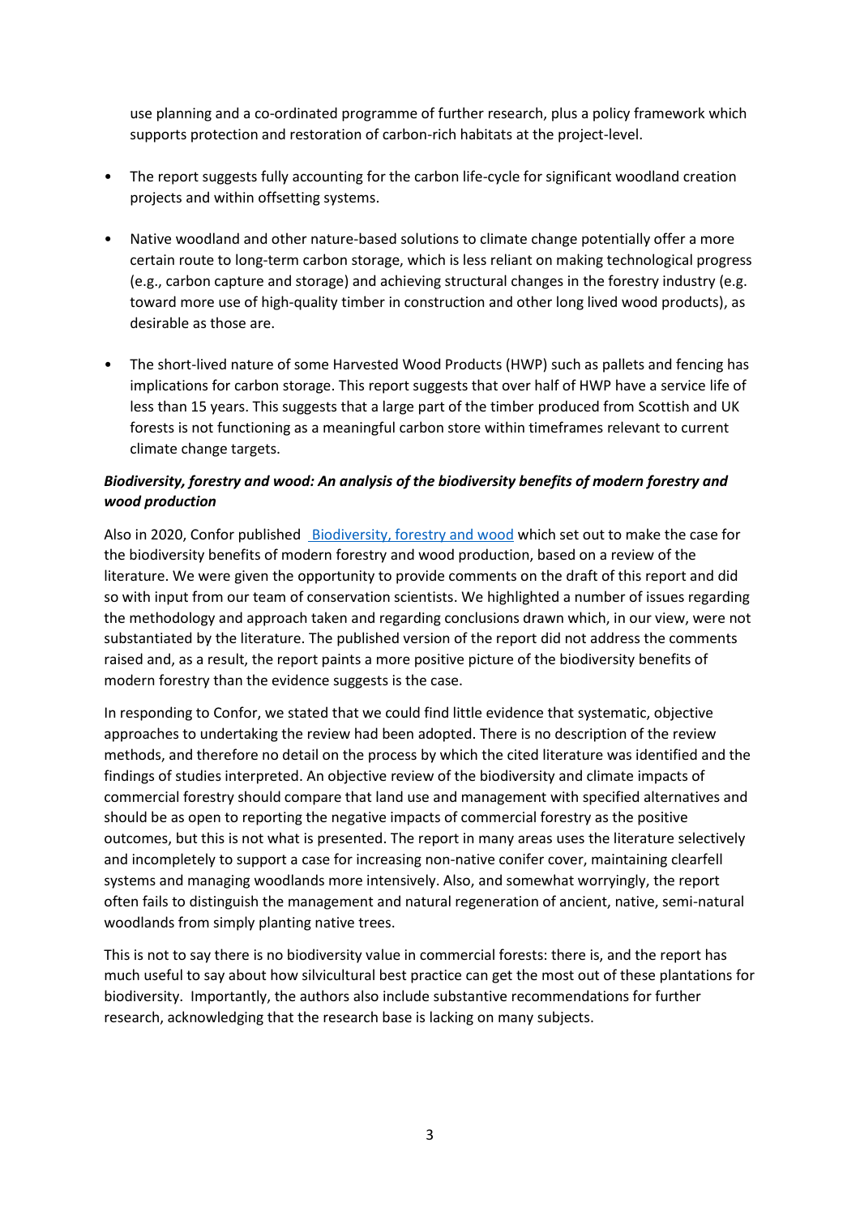use planning and a co-ordinated programme of further research, plus a policy framework which supports protection and restoration of carbon-rich habitats at the project-level.

- The report suggests fully accounting for the carbon life-cycle for significant woodland creation projects and within offsetting systems.

- Native woodland and other nature-based solutions to climate change potentially offer a more certain route to long-term carbon storage, which is less reliant on making technological progress (e.g., carbon capture and storage) and achieving structural changes in the forestry industry (e.g. toward more use of high-quality timber in construction and other long lived wood products), as desirable as those are.

- The short-lived nature of some Harvested Wood Products (HWP) such as pallets and fencing has implications for carbon storage. This report suggests that over half of HWP have a service life of less than 15 years. This suggests that a large part of the timber produced from Scottish and UK forests is not functioning as a meaningful carbon store within timeframes relevant to current climate change targets.

***Biodiversity, forestry and wood: An analysis of the biodiversity benefits of modern forestry and wood production***

Also in 2020, Confor published Biodiversity, forestry and wood which set out to make the case for the biodiversity benefits of modern forestry and wood production, based on a review of the literature. We were given the opportunity to provide comments on the draft of this report and did so with input from our team of conservation scientists. We highlighted a number of issues regarding the methodology and approach taken and regarding conclusions drawn which, in our view, were not substantiated by the literature. The published version of the report did not address the comments raised and, as a result, the report paints a more positive picture of the biodiversity benefits of modern forestry than the evidence suggests is the case.

In responding to Confor, we stated that we could find little evidence that systematic, objective approaches to undertaking the review had been adopted. There is no description of the review methods, and therefore no detail on the process by which the cited literature was identified and the findings of studies interpreted. An objective review of the biodiversity and climate impacts of commercial forestry should compare that land use and management with specified alternatives and should be as open to reporting the negative impacts of commercial forestry as the positive outcomes, but this is not what is presented. The report in many areas uses the literature selectively and incompletely to support a case for increasing non-native conifer cover, maintaining clearfell systems and managing woodlands more intensively. Also, and somewhat worryingly, the report often fails to distinguish the management and natural regeneration of ancient, native, semi-natural woodlands from simply planting native trees.

This is not to say there is no biodiversity value in commercial forests: there is, and the report has much useful to say about how silvicultural best practice can get the most out of these plantations for biodiversity. Importantly, the authors also include substantive recommendations for further research, acknowledging that the research base is lacking on many subjects.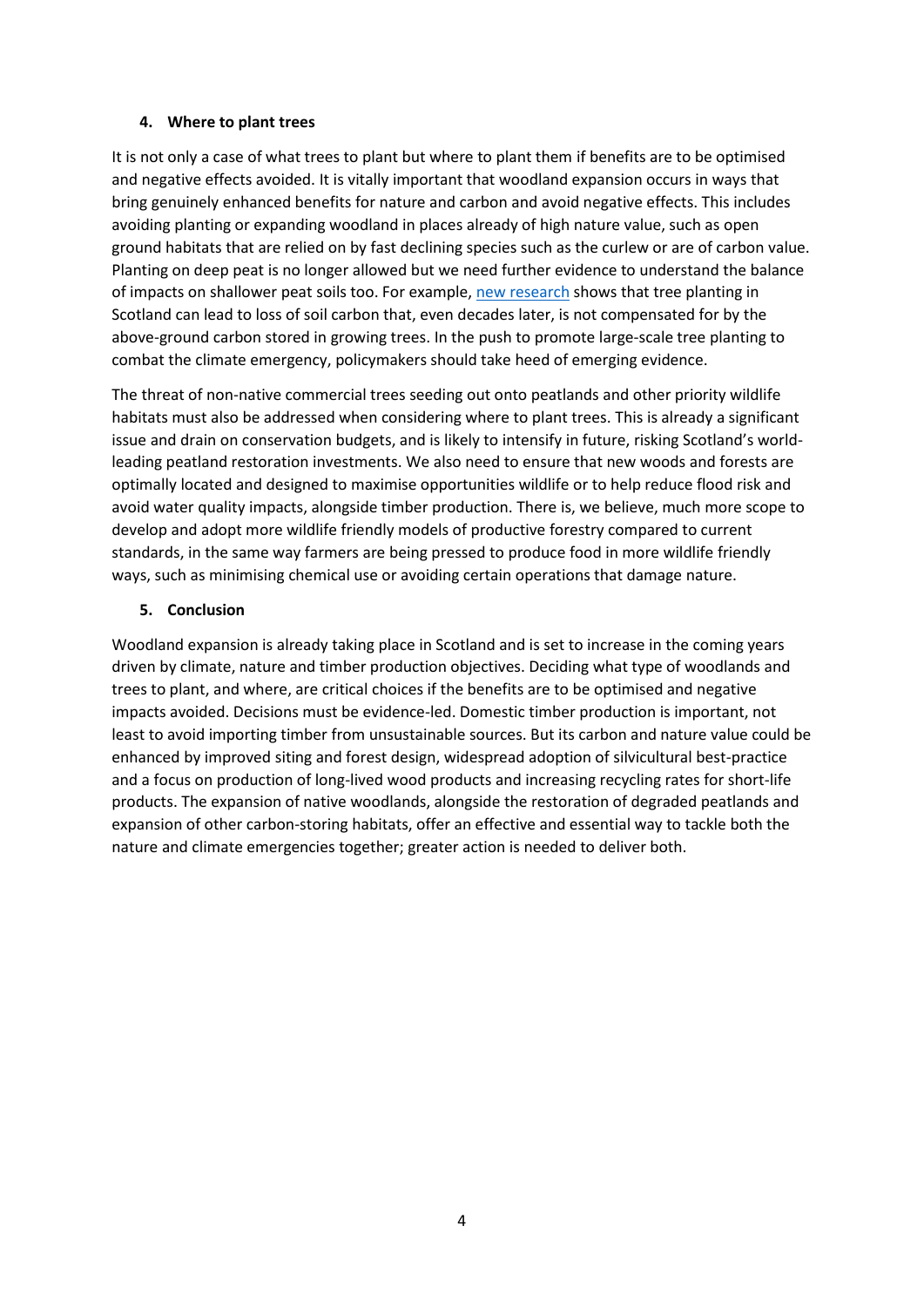## 4. Where to plant trees

It is not only a case of what trees to plant but where to plant them if benefits are to be optimised and negative effects avoided. It is vitally important that woodland expansion occurs in ways that bring genuinely enhanced benefits for nature and carbon and avoid negative effects. This includes avoiding planting or expanding woodland in places already of high nature value, such as open ground habitats that are relied on by fast declining species such as the curlew or are of carbon value. Planting on deep peat is no longer allowed but we need further evidence to understand the balance of impacts on shallower peat soils too. For example, new research shows that tree planting in Scotland can lead to loss of soil carbon that, even decades later, is not compensated for by the above-ground carbon stored in growing trees. In the push to promote large-scale tree planting to combat the climate emergency, policymakers should take heed of emerging evidence.

The threat of non-native commercial trees seeding out onto peatlands and other priority wildlife habitats must also be addressed when considering where to plant trees. This is already a significant issue and drain on conservation budgets, and is likely to intensify in future, risking Scotland's world-leading peatland restoration investments. We also need to ensure that new woods and forests are optimally located and designed to maximise opportunities wildlife or to help reduce flood risk and avoid water quality impacts, alongside timber production. There is, we believe, much more scope to develop and adopt more wildlife friendly models of productive forestry compared to current standards, in the same way farmers are being pressed to produce food in more wildlife friendly ways, such as minimising chemical use or avoiding certain operations that damage nature.

## 5. Conclusion

Woodland expansion is already taking place in Scotland and is set to increase in the coming years driven by climate, nature and timber production objectives. Deciding what type of woodlands and trees to plant, and where, are critical choices if the benefits are to be optimised and negative impacts avoided. Decisions must be evidence-led. Domestic timber production is important, not least to avoid importing timber from unsustainable sources. But its carbon and nature value could be enhanced by improved siting and forest design, widespread adoption of silvicultural best-practice and a focus on production of long-lived wood products and increasing recycling rates for short-life products. The expansion of native woodlands, alongside the restoration of degraded peatlands and expansion of other carbon-storing habitats, offer an effective and essential way to tackle both the nature and climate emergencies together; greater action is needed to deliver both.